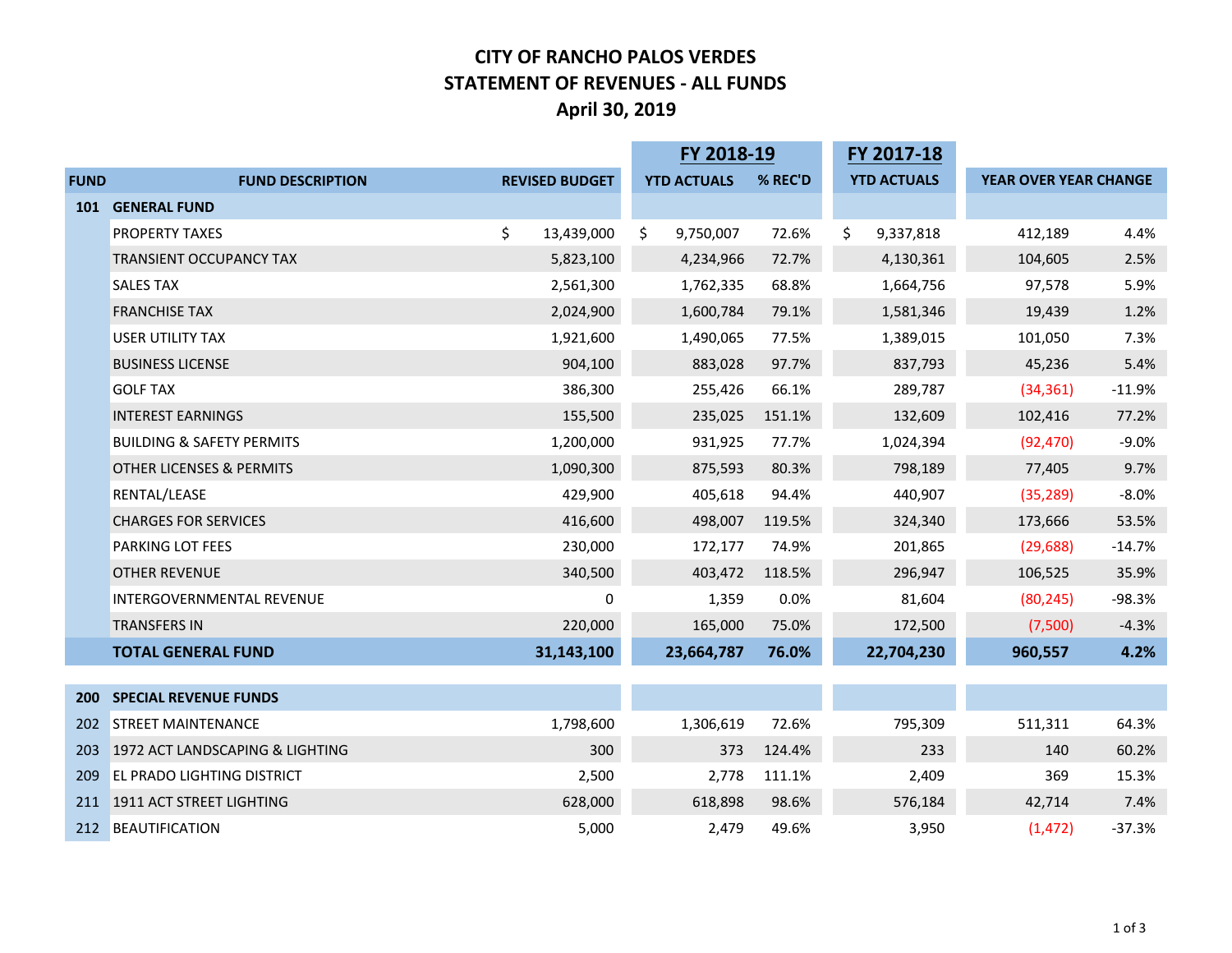# CITY OF RANCHO PALOS VERDES
# STATEMENT OF REVENUES - ALL FUNDS
# April 30, 2019

| | | | FY 2018-19 | | FY 2017-18 | | |
|---|---|---|---|---|---|---|---|
| **FUND** | **FUND DESCRIPTION** | **REVISED BUDGET** | **YTD ACTUALS** | **% REC'D** | **YTD ACTUALS** | **YEAR OVER YEAR CHANGE** | |
| **101** | **GENERAL FUND** | | | | | | |
| | PROPERTY TAXES | $ 13,439,000 | $ 9,750,007 | 72.6% | $ 9,337,818 | 412,189 | 4.4% |
| | TRANSIENT OCCUPANCY TAX | 5,823,100 | 4,234,966 | 72.7% | 4,130,361 | 104,605 | 2.5% |
| | SALES TAX | 2,561,300 | 1,762,335 | 68.8% | 1,664,756 | 97,578 | 5.9% |
| | FRANCHISE TAX | 2,024,900 | 1,600,784 | 79.1% | 1,581,346 | 19,439 | 1.2% |
| | USER UTILITY TAX | 1,921,600 | 1,490,065 | 77.5% | 1,389,015 | 101,050 | 7.3% |
| | BUSINESS LICENSE | 904,100 | 883,028 | 97.7% | 837,793 | 45,236 | 5.4% |
| | GOLF TAX | 386,300 | 255,426 | 66.1% | 289,787 | (34,361) | -11.9% |
| | INTEREST EARNINGS | 155,500 | 235,025 | 151.1% | 132,609 | 102,416 | 77.2% |
| | BUILDING & SAFETY PERMITS | 1,200,000 | 931,925 | 77.7% | 1,024,394 | (92,470) | -9.0% |
| | OTHER LICENSES & PERMITS | 1,090,300 | 875,593 | 80.3% | 798,189 | 77,405 | 9.7% |
| | RENTAL/LEASE | 429,900 | 405,618 | 94.4% | 440,907 | (35,289) | -8.0% |
| | CHARGES FOR SERVICES | 416,600 | 498,007 | 119.5% | 324,340 | 173,666 | 53.5% |
| | PARKING LOT FEES | 230,000 | 172,177 | 74.9% | 201,865 | (29,688) | -14.7% |
| | OTHER REVENUE | 340,500 | 403,472 | 118.5% | 296,947 | 106,525 | 35.9% |
| | INTERGOVERNMENTAL REVENUE | 0 | 1,359 | 0.0% | 81,604 | (80,245) | -98.3% |
| | TRANSFERS IN | 220,000 | 165,000 | 75.0% | 172,500 | (7,500) | -4.3% |
| | **TOTAL GENERAL FUND** | **31,143,100** | **23,664,787** | **76.0%** | **22,704,230** | **960,557** | **4.2%** |
| | | | | | | | |
| **200** | **SPECIAL REVENUE FUNDS** | | | | | | |
| 202 | STREET MAINTENANCE | 1,798,600 | 1,306,619 | 72.6% | 795,309 | 511,311 | 64.3% |
| 203 | 1972 ACT LANDSCAPING & LIGHTING | 300 | 373 | 124.4% | 233 | 140 | 60.2% |
| 209 | EL PRADO LIGHTING DISTRICT | 2,500 | 2,778 | 111.1% | 2,409 | 369 | 15.3% |
| 211 | 1911 ACT STREET LIGHTING | 628,000 | 618,898 | 98.6% | 576,184 | 42,714 | 7.4% |
| 212 | BEAUTIFICATION | 5,000 | 2,479 | 49.6% | 3,950 | (1,472) | -37.3% |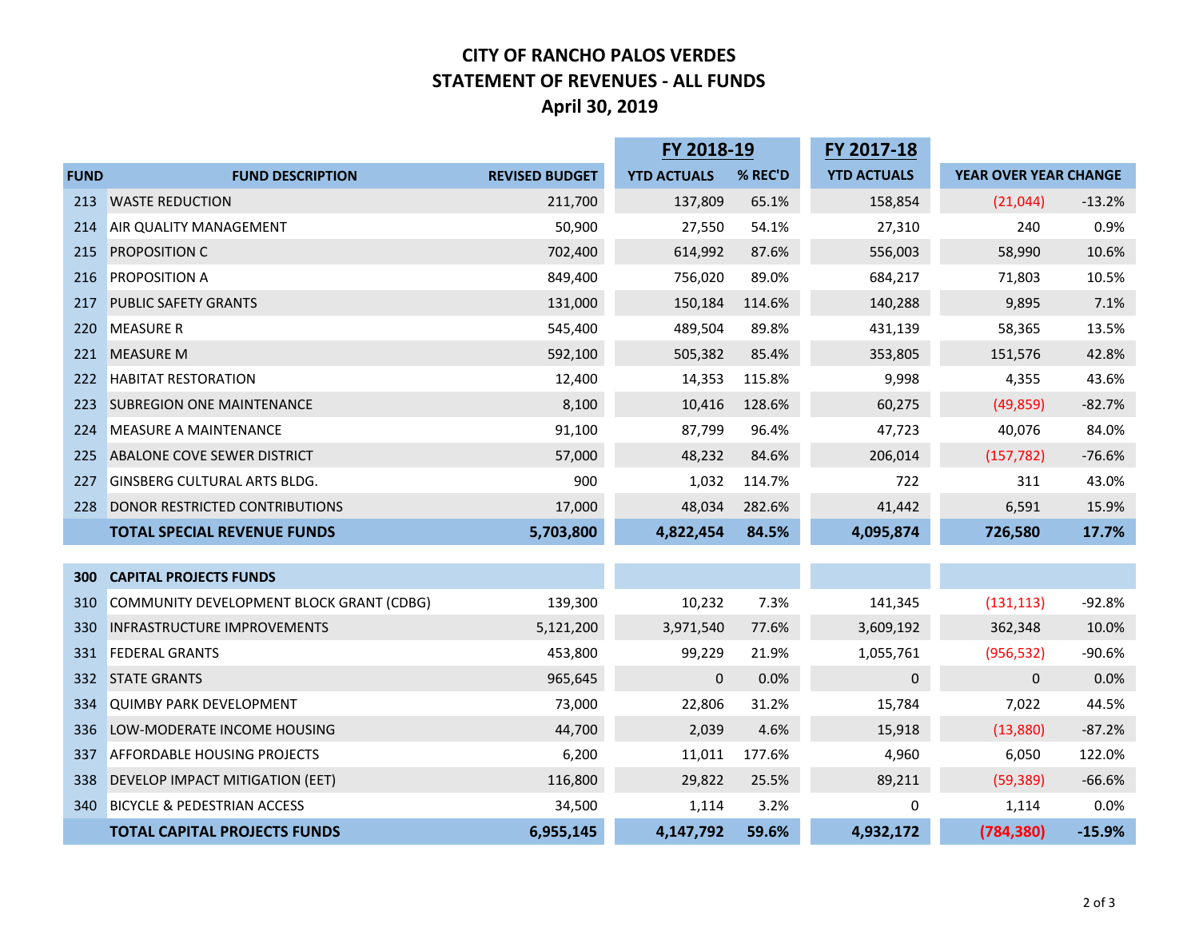# CITY OF RANCHO PALOS VERDES
## STATEMENT OF REVENUES - ALL FUNDS
### April 30, 2019

| | | | FY 2018-19 | | FY 2017-18 | | |
|---|---|---|---|---|---|---|---|
| **FUND** | **FUND DESCRIPTION** | **REVISED BUDGET** | **YTD ACTUALS** | **% REC'D** | **YTD ACTUALS** | **YEAR OVER YEAR CHANGE** | |
| 213 | WASTE REDUCTION | 211,700 | 137,809 | 65.1% | 158,854 | (21,044) | -13.2% |
| 214 | AIR QUALITY MANAGEMENT | 50,900 | 27,550 | 54.1% | 27,310 | 240 | 0.9% |
| 215 | PROPOSITION C | 702,400 | 614,992 | 87.6% | 556,003 | 58,990 | 10.6% |
| 216 | PROPOSITION A | 849,400 | 756,020 | 89.0% | 684,217 | 71,803 | 10.5% |
| 217 | PUBLIC SAFETY GRANTS | 131,000 | 150,184 | 114.6% | 140,288 | 9,895 | 7.1% |
| 220 | MEASURE R | 545,400 | 489,504 | 89.8% | 431,139 | 58,365 | 13.5% |
| 221 | MEASURE M | 592,100 | 505,382 | 85.4% | 353,805 | 151,576 | 42.8% |
| 222 | HABITAT RESTORATION | 12,400 | 14,353 | 115.8% | 9,998 | 4,355 | 43.6% |
| 223 | SUBREGION ONE MAINTENANCE | 8,100 | 10,416 | 128.6% | 60,275 | (49,859) | -82.7% |
| 224 | MEASURE A MAINTENANCE | 91,100 | 87,799 | 96.4% | 47,723 | 40,076 | 84.0% |
| 225 | ABALONE COVE SEWER DISTRICT | 57,000 | 48,232 | 84.6% | 206,014 | (157,782) | -76.6% |
| 227 | GINSBERG CULTURAL ARTS BLDG. | 900 | 1,032 | 114.7% | 722 | 311 | 43.0% |
| 228 | DONOR RESTRICTED CONTRIBUTIONS | 17,000 | 48,034 | 282.6% | 41,442 | 6,591 | 15.9% |
| | **TOTAL SPECIAL REVENUE FUNDS** | **5,703,800** | **4,822,454** | **84.5%** | **4,095,874** | **726,580** | **17.7%** |
| | | | | | | | |
| **300** | **CAPITAL PROJECTS FUNDS** | | | | | | |
| 310 | COMMUNITY DEVELOPMENT BLOCK GRANT (CDBG) | 139,300 | 10,232 | 7.3% | 141,345 | (131,113) | -92.8% |
| 330 | INFRASTRUCTURE IMPROVEMENTS | 5,121,200 | 3,971,540 | 77.6% | 3,609,192 | 362,348 | 10.0% |
| 331 | FEDERAL GRANTS | 453,800 | 99,229 | 21.9% | 1,055,761 | (956,532) | -90.6% |
| 332 | STATE GRANTS | 965,645 | 0 | 0.0% | 0 | 0 | 0.0% |
| 334 | QUIMBY PARK DEVELOPMENT | 73,000 | 22,806 | 31.2% | 15,784 | 7,022 | 44.5% |
| 336 | LOW-MODERATE INCOME HOUSING | 44,700 | 2,039 | 4.6% | 15,918 | (13,880) | -87.2% |
| 337 | AFFORDABLE HOUSING PROJECTS | 6,200 | 11,011 | 177.6% | 4,960 | 6,050 | 122.0% |
| 338 | DEVELOP IMPACT MITIGATION (EET) | 116,800 | 29,822 | 25.5% | 89,211 | (59,389) | -66.6% |
| 340 | BICYCLE & PEDESTRIAN ACCESS | 34,500 | 1,114 | 3.2% | 0 | 1,114 | 0.0% |
| | **TOTAL CAPITAL PROJECTS FUNDS** | **6,955,145** | **4,147,792** | **59.6%** | **4,932,172** | **(784,380)** | **-15.9%** |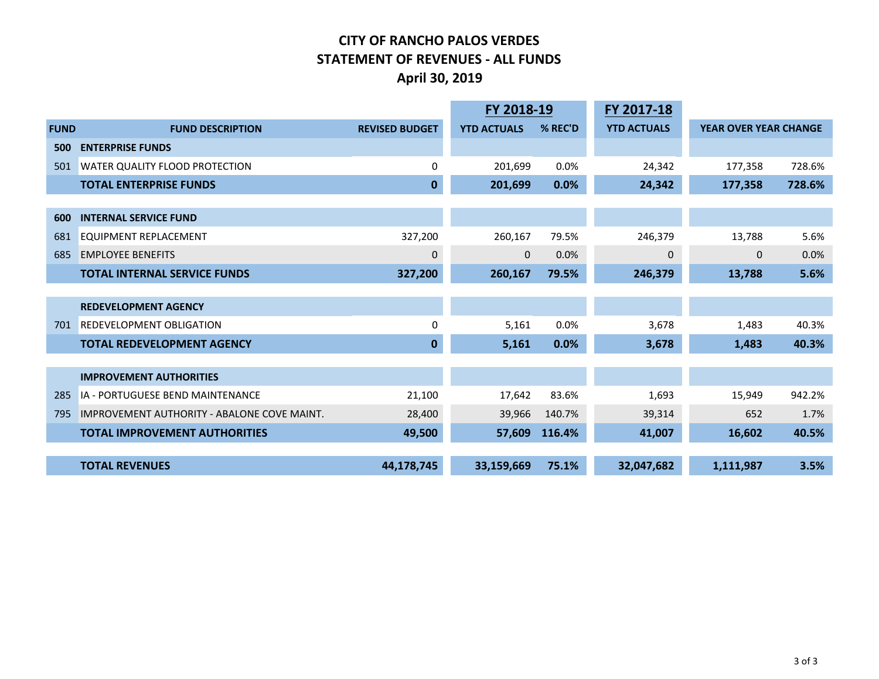# CITY OF RANCHO PALOS VERDES
## STATEMENT OF REVENUES - ALL FUNDS
### April 30, 2019

| | | | FY 2018-19 | | FY 2017-18 | | |
|---|---|---|---|---|---|---|---|
| **FUND** | **FUND DESCRIPTION** | **REVISED BUDGET** | **YTD ACTUALS** | **% REC'D** | **YTD ACTUALS** | **YEAR OVER YEAR CHANGE** | |
| **500** | **ENTERPRISE FUNDS** | | | | | | |
| 501 | WATER QUALITY FLOOD PROTECTION | 0 | 201,699 | 0.0% | 24,342 | 177,358 | 728.6% |
| | **TOTAL ENTERPRISE FUNDS** | **0** | **201,699** | **0.0%** | **24,342** | **177,358** | **728.6%** |
| **600** | **INTERNAL SERVICE FUND** | | | | | | |
| 681 | EQUIPMENT REPLACEMENT | 327,200 | 260,167 | 79.5% | 246,379 | 13,788 | 5.6% |
| 685 | EMPLOYEE BENEFITS | 0 | 0 | 0.0% | 0 | 0 | 0.0% |
| | **TOTAL INTERNAL SERVICE FUNDS** | **327,200** | **260,167** | **79.5%** | **246,379** | **13,788** | **5.6%** |
| | **REDEVELOPMENT AGENCY** | | | | | | |
| 701 | REDEVELOPMENT OBLIGATION | 0 | 5,161 | 0.0% | 3,678 | 1,483 | 40.3% |
| | **TOTAL REDEVELOPMENT AGENCY** | **0** | **5,161** | **0.0%** | **3,678** | **1,483** | **40.3%** |
| | **IMPROVEMENT AUTHORITIES** | | | | | | |
| 285 | IA - PORTUGUESE BEND MAINTENANCE | 21,100 | 17,642 | 83.6% | 1,693 | 15,949 | 942.2% |
| 795 | IMPROVEMENT AUTHORITY - ABALONE COVE MAINT. | 28,400 | 39,966 | 140.7% | 39,314 | 652 | 1.7% |
| | **TOTAL IMPROVEMENT AUTHORITIES** | **49,500** | **57,609** | **116.4%** | **41,007** | **16,602** | **40.5%** |
| | **TOTAL REVENUES** | **44,178,745** | **33,159,669** | **75.1%** | **32,047,682** | **1,111,987** | **3.5%** |